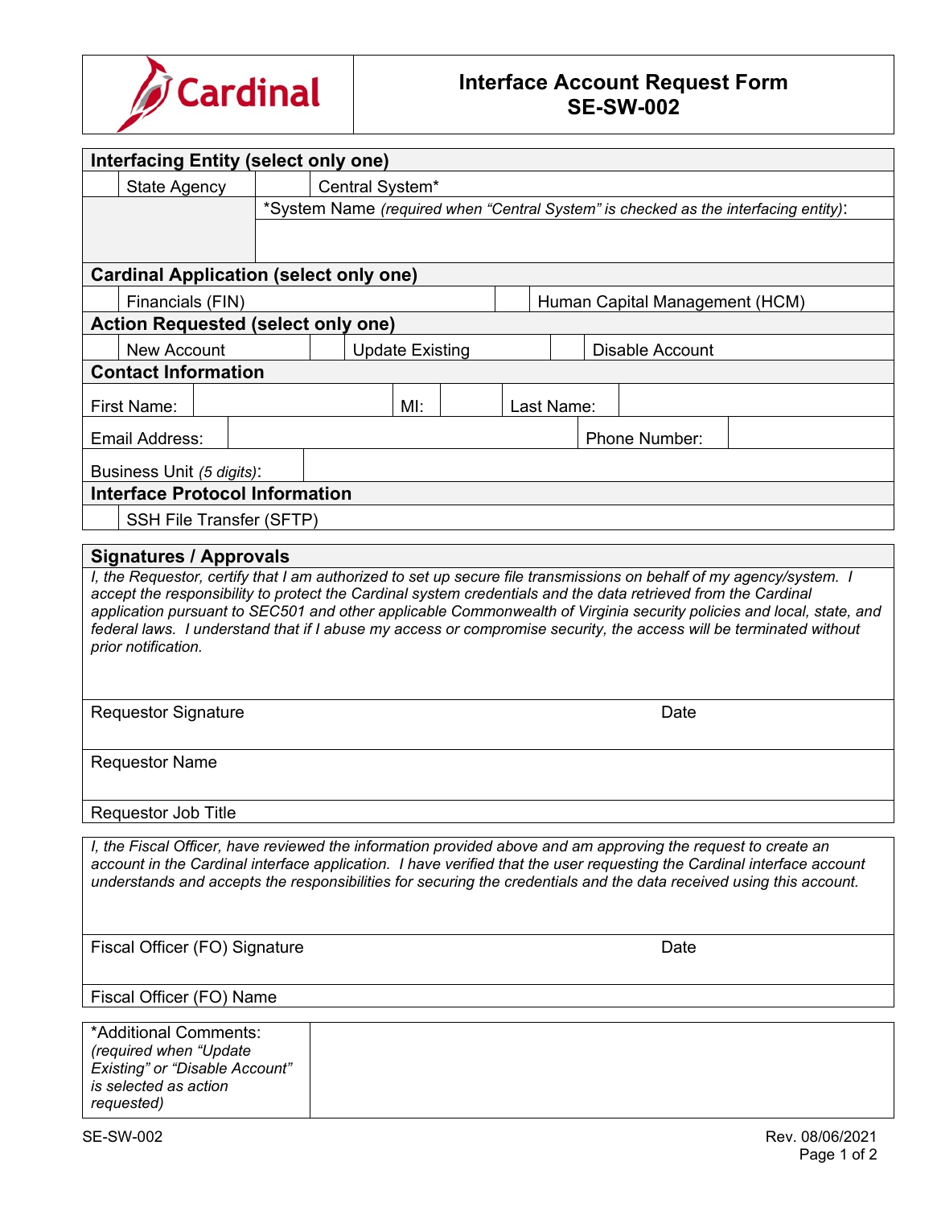# Interface Account Request Form
## SE-SW-002

| **Interfacing Entity (select only one)** | | | |
|---|---|---|---|
| | State Agency | | Central System* |
| | | *System Name *(required when "Central System" is checked as the interfacing entity)*: | |
| | | | |

| **Cardinal Application (select only one)** | | | |
|---|---|---|---|
| | Financials (FIN) | | Human Capital Management (HCM) |

| **Action Requested (select only one)** | | | | | |
|---|---|---|---|---|---|
| | New Account | | Update Existing | | Disable Account |

| **Contact Information** | | | | | |
|---|---|---|---|---|---|
| First Name: | | MI: | | Last Name: | |
| Email Address: | | | | Phone Number: | |
| Business Unit *(5 digits)*: | | | | | |

| **Interface Protocol Information** | |
|---|---|
| | SSH File Transfer (SFTP) |

## Signatures / Approvals

*I, the Requestor, certify that I am authorized to set up secure file transmissions on behalf of my agency/system. I accept the responsibility to protect the Cardinal system credentials and the data retrieved from the Cardinal application pursuant to SEC501 and other applicable Commonwealth of Virginia security policies and local, state, and federal laws. I understand that if I abuse my access or compromise security, the access will be terminated without prior notification.*

| Requestor Signature | Date |
|---|---|
| Requestor Name | |
| Requestor Job Title | |

*I, the Fiscal Officer, have reviewed the information provided above and am approving the request to create an account in the Cardinal interface application. I have verified that the user requesting the Cardinal interface account understands and accepts the responsibilities for securing the credentials and the data received using this account.*

| Fiscal Officer (FO) Signature | Date |
|---|---|
| Fiscal Officer (FO) Name | |

| *Additional Comments: *(required when "Update Existing" or "Disable Account" is selected as action requested)* | |
|---|---|

SE-SW-002 Rev. 08/06/2021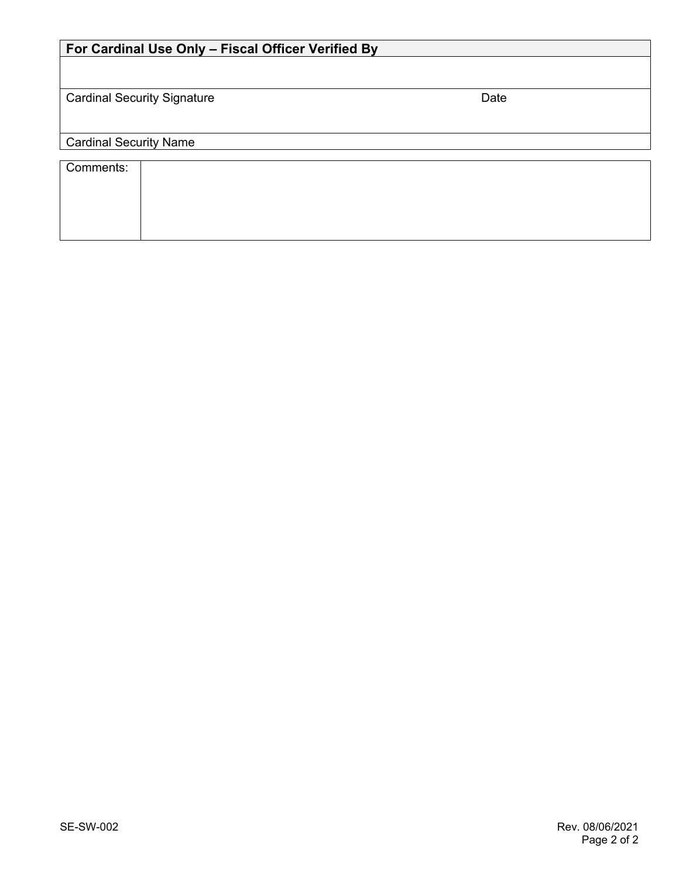| For Cardinal Use Only – Fiscal Officer Verified By | |
| --- | --- |
| | |
| Cardinal Security Signature | Date |
| Cardinal Security Name | |

| | |
| --- | --- |
| Comments: | |

SE-SW-002

Rev. 08/06/2021